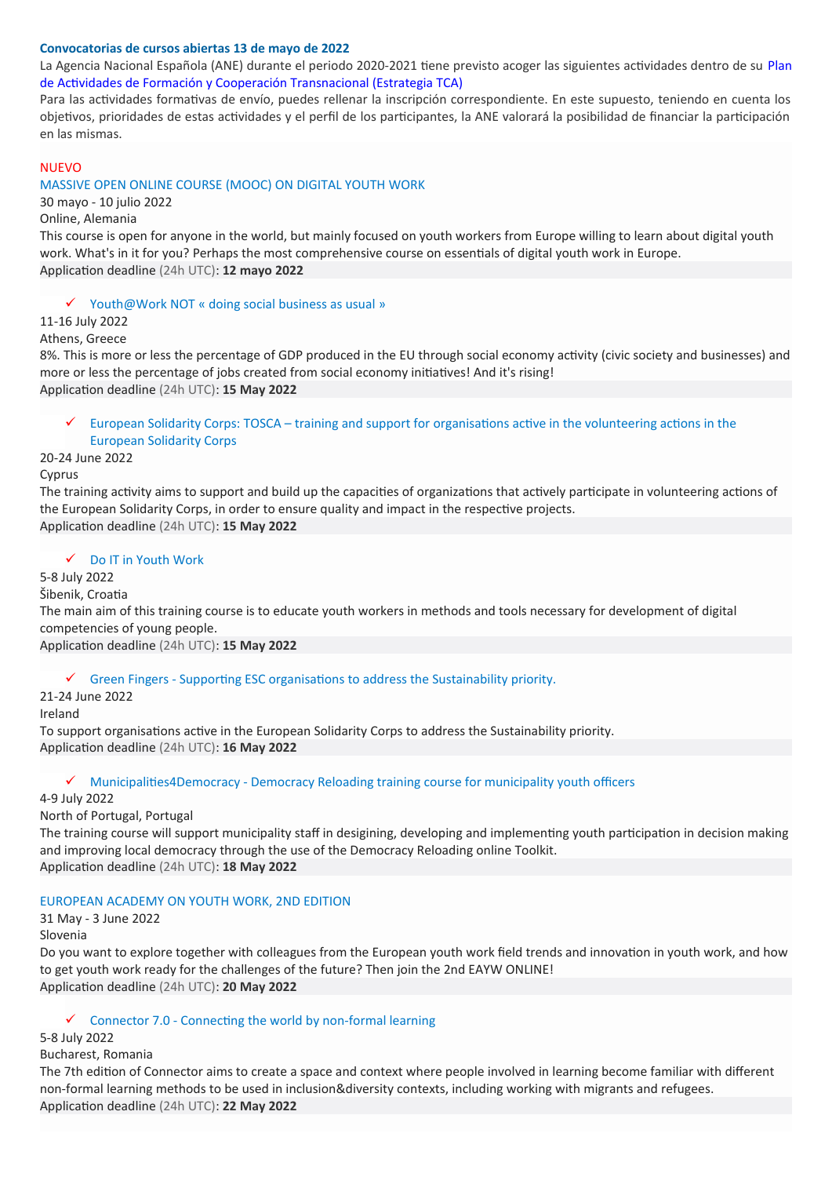**Convocatorias de cursos abiertas 13 de mayo de 2022**

La Agencia Nacional Española (ANE) durante el periodo 2020-2021 tiene previsto acoger las siguientes actividades dentro de su Plan de Actividades de Formación y Cooperación Transnacional (Estrategia TCA)

Para las actividades formativas de envío, puedes rellenar la inscripción correspondiente. En este supuesto, teniendo en cuenta los objetivos, prioridades de estas actividades y el perfil de los participantes, la ANE valorará la posibilidad de financiar la participación en las mismas.

NUEVO

MASSIVE OPEN ONLINE COURSE (MOOC) ON DIGITAL YOUTH WORK

30 mayo - 10 julio 2022

Online, Alemania

This course is open for anyone in the world, but mainly focused on youth workers from Europe willing to learn about digital youth work. What's in it for you? Perhaps the most comprehensive course on essentials of digital youth work in Europe.

Application deadline (24h UTC): **12 mayo 2022**

- ✓ Youth@Work NOT « doing social business as usual »

11-16 July 2022

Athens, Greece

8%. This is more or less the percentage of GDP produced in the EU through social economy activity (civic society and businesses) and more or less the percentage of jobs created from social economy initiatives! And it's rising!

Application deadline (24h UTC): **15 May 2022**

- ✓ European Solidarity Corps: TOSCA – training and support for organisations active in the volunteering actions in the European Solidarity Corps

20-24 June 2022

Cyprus

The training activity aims to support and build up the capacities of organizations that actively participate in volunteering actions of the European Solidarity Corps, in order to ensure quality and impact in the respective projects.

Application deadline (24h UTC): **15 May 2022**

- ✓ Do IT in Youth Work

5-8 July 2022

Šibenik, Croatia

The main aim of this training course is to educate youth workers in methods and tools necessary for development of digital competencies of young people.

Application deadline (24h UTC): **15 May 2022**

- ✓ Green Fingers - Supporting ESC organisations to address the Sustainability priority.

21-24 June 2022

Ireland

To support organisations active in the European Solidarity Corps to address the Sustainability priority.

Application deadline (24h UTC): **16 May 2022**

- ✓ Municipalities4Democracy - Democracy Reloading training course for municipality youth officers

4-9 July 2022

North of Portugal, Portugal

The training course will support municipality staff in desigining, developing and implementing youth participation in decision making and improving local democracy through the use of the Democracy Reloading online Toolkit.

Application deadline (24h UTC): **18 May 2022**

EUROPEAN ACADEMY ON YOUTH WORK, 2ND EDITION

31 May - 3 June 2022

Slovenia

Do you want to explore together with colleagues from the European youth work field trends and innovation in youth work, and how to get youth work ready for the challenges of the future? Then join the 2nd EAYW ONLINE!

Application deadline (24h UTC): **20 May 2022**

- ✓ Connector 7.0 - Connecting the world by non-formal learning

5-8 July 2022

Bucharest, Romania

The 7th edition of Connector aims to create a space and context where people involved in learning become familiar with different non-formal learning methods to be used in inclusion&diversity contexts, including working with migrants and refugees.

Application deadline (24h UTC): **22 May 2022**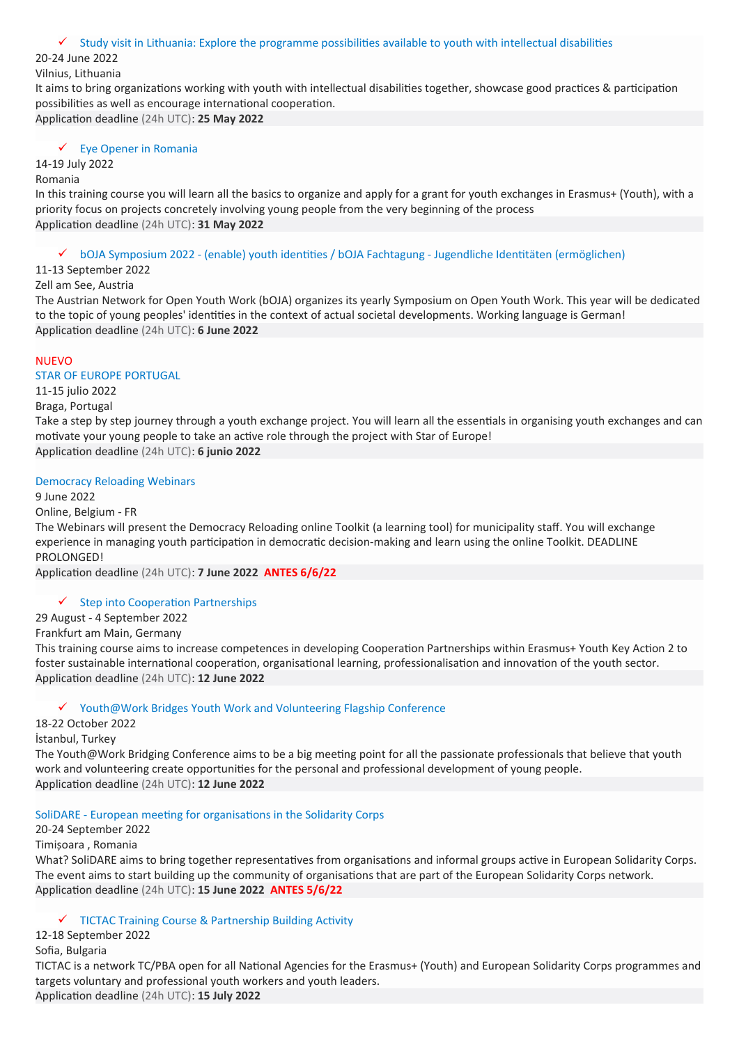- ✓ Study visit in Lithuania: Explore the programme possibilities available to youth with intellectual disabilities

20-24 June 2022
Vilnius, Lithuania
It aims to bring organizations working with youth with intellectual disabilities together, showcase good practices & participation possibilities as well as encourage international cooperation.
Application deadline (24h UTC): **25 May 2022**

- ✓ Eye Opener in Romania

14-19 July 2022
Romania
In this training course you will learn all the basics to organize and apply for a grant for youth exchanges in Erasmus+ (Youth), with a priority focus on projects concretely involving young people from the very beginning of the process
Application deadline (24h UTC): **31 May 2022**

- ✓ bOJA Symposium 2022 - (enable) youth identities / bOJA Fachtagung - Jugendliche Identitäten (ermöglichen)

11-13 September 2022
Zell am See, Austria
The Austrian Network for Open Youth Work (bOJA) organizes its yearly Symposium on Open Youth Work. This year will be dedicated to the topic of young peoples' identities in the context of actual societal developments. Working language is German!
Application deadline (24h UTC): **6 June 2022**

NUEVO
STAR OF EUROPE PORTUGAL
11-15 julio 2022
Braga, Portugal
Take a step by step journey through a youth exchange project. You will learn all the essentials in organising youth exchanges and can motivate your young people to take an active role through the project with Star of Europe!
Application deadline (24h UTC): **6 junio 2022**

Democracy Reloading Webinars
9 June 2022
Online, Belgium - FR
The Webinars will present the Democracy Reloading online Toolkit (a learning tool) for municipality staff. You will exchange experience in managing youth participation in democratic decision-making and learn using the online Toolkit. DEADLINE PROLONGED!
Application deadline (24h UTC): **7 June 2022** **ANTES 6/6/22**

- ✓ Step into Cooperation Partnerships

29 August - 4 September 2022
Frankfurt am Main, Germany
This training course aims to increase competences in developing Cooperation Partnerships within Erasmus+ Youth Key Action 2 to foster sustainable international cooperation, organisational learning, professionalisation and innovation of the youth sector.
Application deadline (24h UTC): **12 June 2022**

- ✓ Youth@Work Bridges Youth Work and Volunteering Flagship Conference

18-22 October 2022
İstanbul, Turkey
The Youth@Work Bridging Conference aims to be a big meeting point for all the passionate professionals that believe that youth work and volunteering create opportunities for the personal and professional development of young people.
Application deadline (24h UTC): **12 June 2022**

SoliDARE - European meeting for organisations in the Solidarity Corps
20-24 September 2022
Timişoara , Romania
What? SoliDARE aims to bring together representatives from organisations and informal groups active in European Solidarity Corps. The event aims to start building up the community of organisations that are part of the European Solidarity Corps network.
Application deadline (24h UTC): **15 June 2022** **ANTES 5/6/22**

- ✓ TICTAC Training Course & Partnership Building Activity

12-18 September 2022
Sofia, Bulgaria
TICTAC is a network TC/PBA open for all National Agencies for the Erasmus+ (Youth) and European Solidarity Corps programmes and targets voluntary and professional youth workers and youth leaders.
Application deadline (24h UTC): **15 July 2022**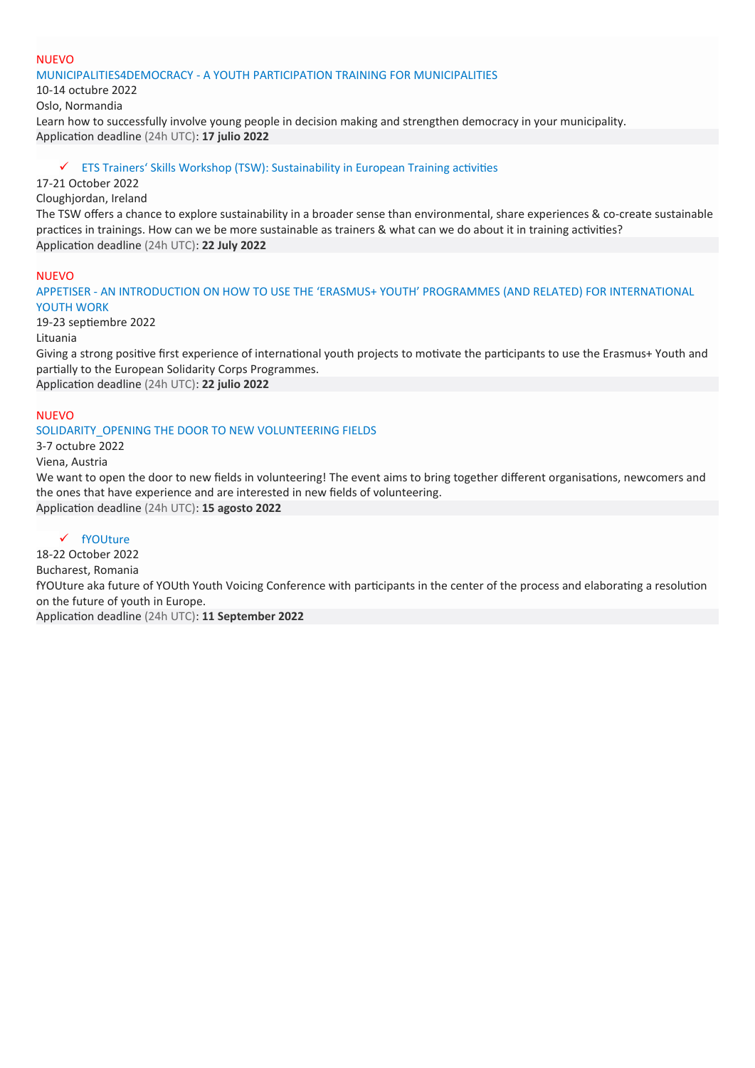NUEVO

MUNICIPALITIES4DEMOCRACY - A YOUTH PARTICIPATION TRAINING FOR MUNICIPALITIES

10-14 octubre 2022

Oslo, Normandia

Learn how to successfully involve young people in decision making and strengthen democracy in your municipality.

Application deadline (24h UTC): **17 julio 2022**

- ✓ ETS Trainers' Skills Workshop (TSW): Sustainability in European Training activities

17-21 October 2022

Cloughjordan, Ireland

The TSW offers a chance to explore sustainability in a broader sense than environmental, share experiences & co-create sustainable practices in trainings. How can we be more sustainable as trainers & what can we do about it in training activities?

Application deadline (24h UTC): **22 July 2022**

NUEVO

APPETISER - AN INTRODUCTION ON HOW TO USE THE 'ERASMUS+ YOUTH' PROGRAMMES (AND RELATED) FOR INTERNATIONAL YOUTH WORK

19-23 septiembre 2022

Lituania

Giving a strong positive first experience of international youth projects to motivate the participants to use the Erasmus+ Youth and partially to the European Solidarity Corps Programmes.

Application deadline (24h UTC): **22 julio 2022**

NUEVO

SOLIDARITY_OPENING THE DOOR TO NEW VOLUNTEERING FIELDS

3-7 octubre 2022

Viena, Austria

We want to open the door to new fields in volunteering! The event aims to bring together different organisations, newcomers and the ones that have experience and are interested in new fields of volunteering.

Application deadline (24h UTC): **15 agosto 2022**

- ✓ fYOUture

18-22 October 2022

Bucharest, Romania

fYOUture aka future of YOUth Youth Voicing Conference with participants in the center of the process and elaborating a resolution on the future of youth in Europe.

Application deadline (24h UTC): **11 September 2022**